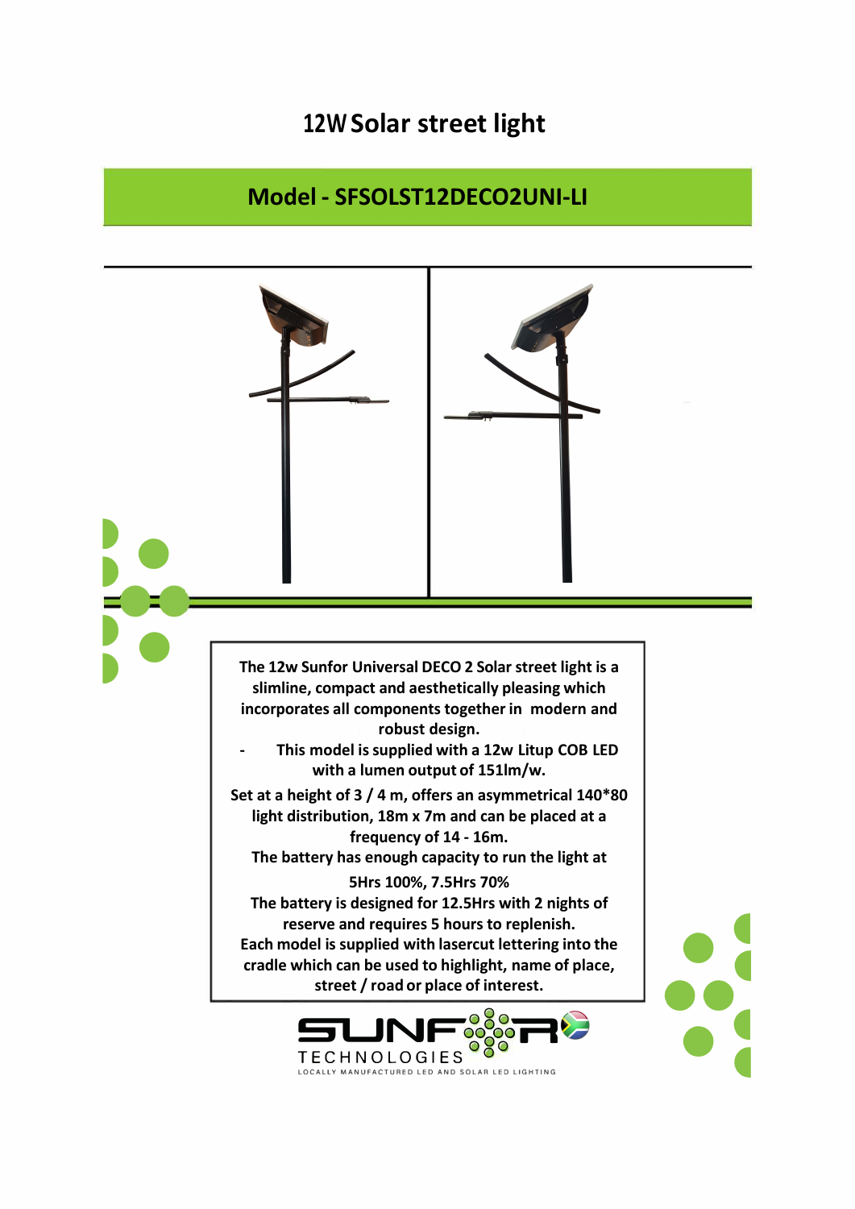# 12W Solar street light

## Model - SFSOLST12DECO2UNI-LI

The 12w Sunfor Universal DECO 2 Solar street light is a slimline, compact and aesthetically pleasing which incorporates all components together in modern and robust design.

- This model is supplied with a 12w Litup COB LED with a lumen output of 151lm/w.

Set at a height of 3 / 4 m, offers an asymmetrical 140*80 light distribution, 18m x 7m and can be placed at a frequency of 14 - 16m.

The battery has enough capacity to run the light at 5Hrs 100%, 7.5Hrs 70%

The battery is designed for 12.5Hrs with 2 nights of reserve and requires 5 hours to replenish.

Each model is supplied with lasercut lettering into the cradle which can be used to highlight, name of place, street / road or place of interest.

SUNFOR TECHNOLOGIES

LOCALLY MANUFACTURED LED AND SOLAR LED LIGHTING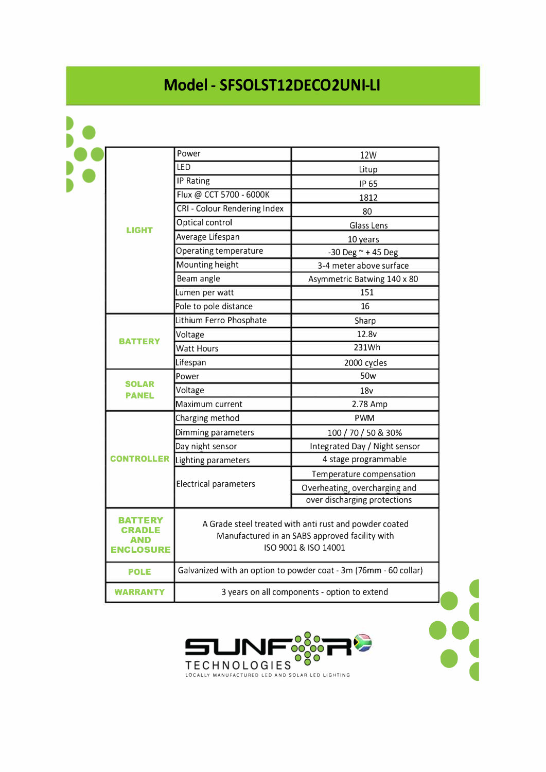# Model - SFSOLST12DECO2UNI-LI

| | | |
|---|---|---|
| LIGHT | Power | 12W |
| | LED | Litup |
| | IP Rating | IP 65 |
| | Flux @ CCT 5700 - 6000K | 1812 |
| | CRI - Colour Rendering Index | 80 |
| | Optical control | Glass Lens |
| | Average Lifespan | 10 years |
| | Operating temperature | -30 Deg ~ + 45 Deg |
| | Mounting height | 3-4 meter above surface |
| | Beam angle | Asymmetric Batwing 140 x 80 |
| | Lumen per watt | 151 |
| | Pole to pole distance | 16 |
| BATTERY | Lithium Ferro Phosphate | Sharp |
| | Voltage | 12.8v |
| | Watt Hours | 231Wh |
| | Lifespan | 2000 cycles |
| SOLAR PANEL | Power | 50w |
| | Voltage | 18v |
| | Maximum current | 2.78 Amp |
| CONTROLLER | Charging method | PWM |
| | Dimming parameters | 100 / 70 / 50 & 30% |
| | Day night sensor | Integrated Day / Night sensor |
| | Lighting parameters | 4 stage programmable |
| | Electrical parameters | Temperature compensation |
| | | Overheating, overcharging and over discharging protections |
| BATTERY CRADLE AND ENCLOSURE | A Grade steel treated with anti rust and powder coated Manufactured in an SABS approved facility with ISO 9001 & ISO 14001 | |
| POLE | Galvanized with an option to powder coat - 3m (76mm - 60 collar) | |
| WARRANTY | 3 years on all components - option to extend | |

SUNFOR TECHNOLOGIES

LOCALLY MANUFACTURED LED AND SOLAR LED LIGHTING